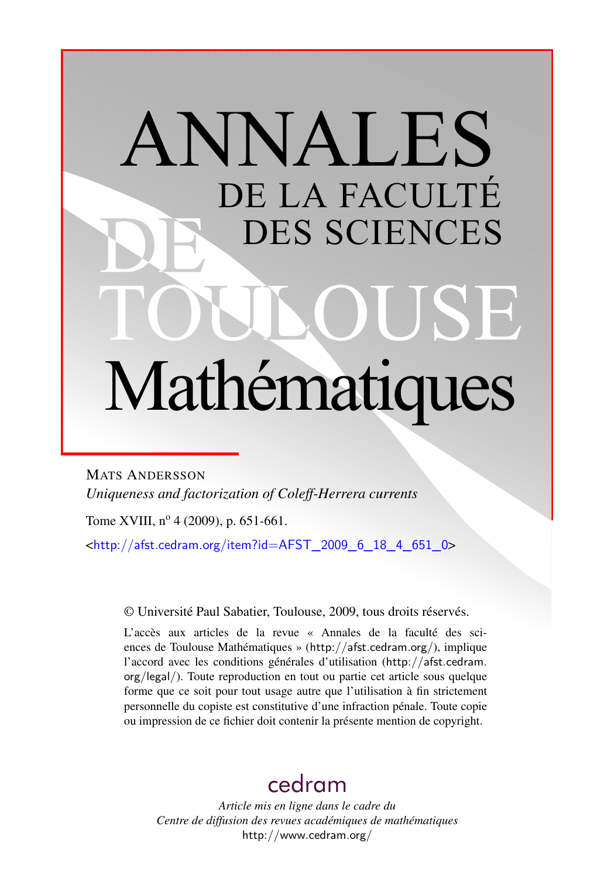# ANNALES DE LA FACULTÉ DES SCIENCES DE TOULOUSE Mathématiques

MATS ANDERSSON

*Uniqueness and factorization of Coleff-Herrera currents*

Tome XVIII, nº 4 (2009), p. 651-661.

<http://afst.cedram.org/item?id=AFST_2009_6_18_4_651_0>

© Université Paul Sabatier, Toulouse, 2009, tous droits réservés.

L'accès aux articles de la revue « Annales de la faculté des sciences de Toulouse Mathématiques » (http://afst.cedram.org/), implique l'accord avec les conditions générales d'utilisation (http://afst.cedram.org/legal/). Toute reproduction en tout ou partie cet article sous quelque forme que ce soit pour tout usage autre que l'utilisation à fin strictement personnelle du copiste est constitutive d'une infraction pénale. Toute copie ou impression de ce fichier doit contenir la présente mention de copyright.

cedram

*Article mis en ligne dans le cadre du Centre de diffusion des revues académiques de mathématiques*

http://www.cedram.org/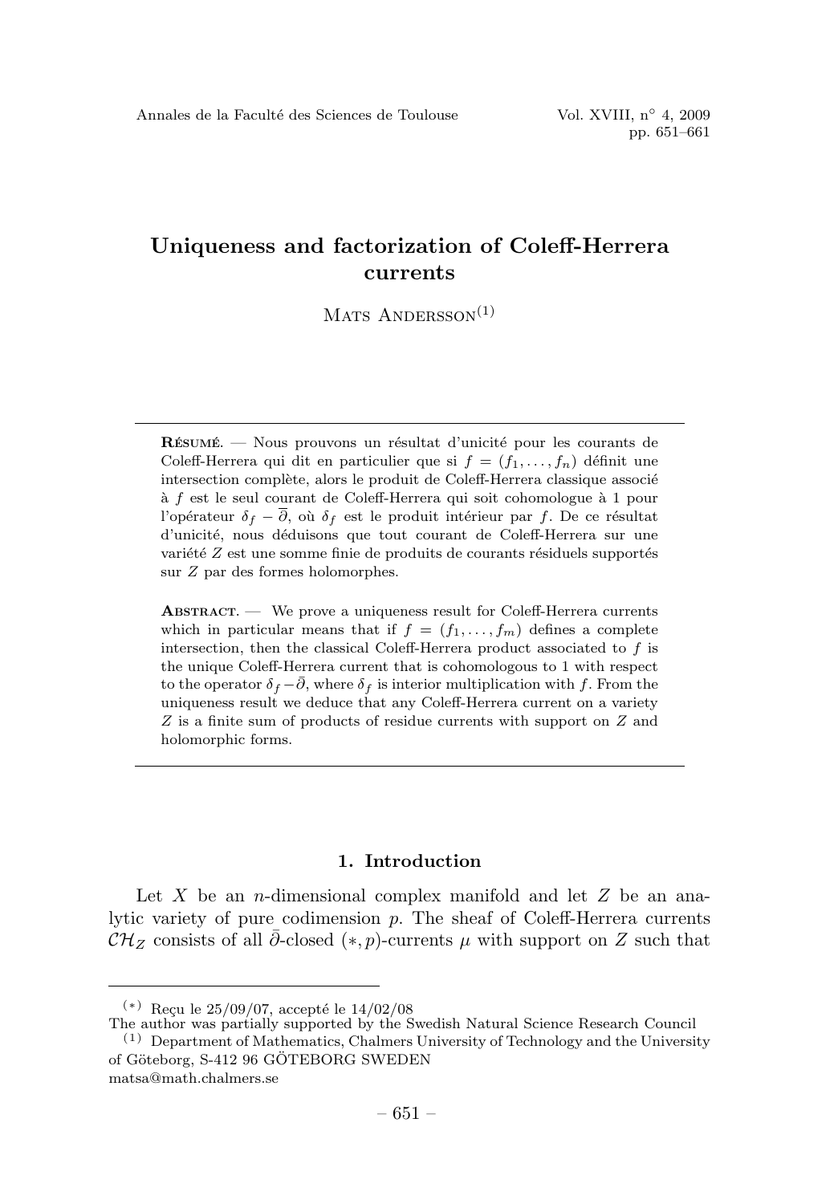# Uniqueness and factorization of Coleff-Herrera currents

Mats Andersson[1]

**Résumé**. — Nous prouvons un résultat d'unicité pour les courants de Coleff-Herrera qui dit en particulier que si $f = (f_1, \ldots, f_n)$ définit une intersection complète, alors le produit de Coleff-Herrera classique associé à $f$ est le seul courant de Coleff-Herrera qui soit cohomologue à 1 pour l'opérateur $\delta_f - \overline{\partial}$, où $\delta_f$ est le produit intérieur par $f$. De ce résultat d'unicité, nous déduisons que tout courant de Coleff-Herrera sur une variété $Z$ est une somme finie de produits de courants résiduels supportés sur $Z$ par des formes holomorphes.

**Abstract**. — We prove a uniqueness result for Coleff-Herrera currents which in particular means that if $f = (f_1, \ldots, f_m)$ defines a complete intersection, then the classical Coleff-Herrera product associated to $f$ is the unique Coleff-Herrera current that is cohomologous to 1 with respect to the operator $\delta_f - \bar{\partial}$, where $\delta_f$ is interior multiplication with $f$. From the uniqueness result we deduce that any Coleff-Herrera current on a variety $Z$ is a finite sum of products of residue currents with support on $Z$ and holomorphic forms.

## 1. Introduction

Let $X$ be an $n$-dimensional complex manifold and let $Z$ be an analytic variety of pure codimension $p$. The sheaf of Coleff-Herrera currents $\mathcal{CH}_Z$ consists of all $\bar{\partial}$-closed $(*, p)$-currents $\mu$ with support on $Z$ such that

---

(*) Reçu le 25/09/07, accepté le 14/02/08

The author was partially supported by the Swedish Natural Science Research Council

(1) Department of Mathematics, Chalmers University of Technology and the University of Göteborg, S-412 96 GÖTEBORG SWEDEN

matsa@math.chalmers.se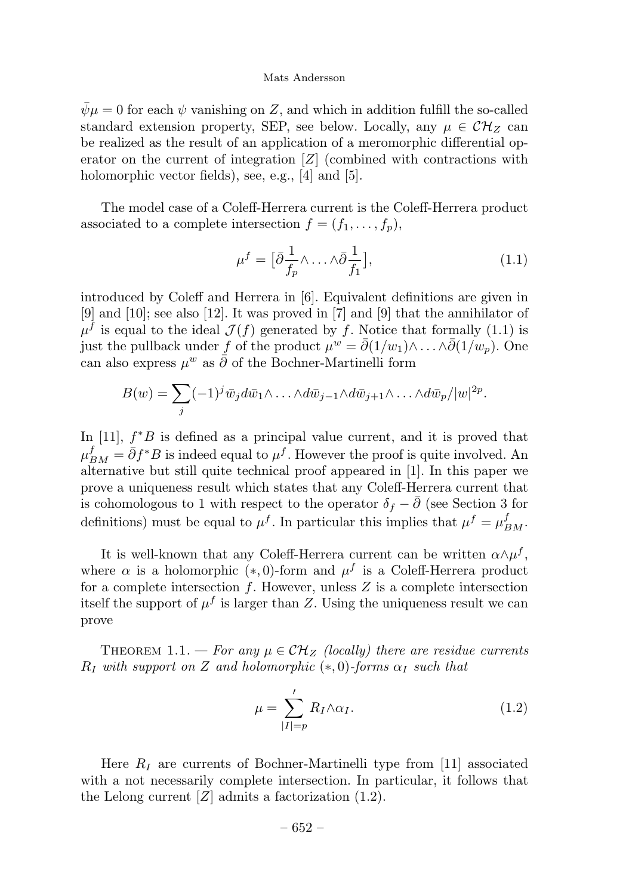$\bar{\psi}\mu = 0$ for each $\psi$ vanishing on $Z$, and which in addition fulfill the so-called standard extension property, SEP, see below. Locally, any $\mu \in \mathcal{CH}_Z$ can be realized as the result of an application of a meromorphic differential operator on the current of integration $[Z]$ (combined with contractions with holomorphic vector fields), see, e.g., [4] and [5].

The model case of a Coleff-Herrera current is the Coleff-Herrera product associated to a complete intersection $f = (f_1, \dots, f_p)$,

$$\mu^f = \big[\bar{\partial}\frac{1}{f_p}\wedge \dots \wedge\bar{\partial}\frac{1}{f_1}\big], \tag{1.1}$$

introduced by Coleff and Herrera in [6]. Equivalent definitions are given in [9] and [10]; see also [12]. It was proved in [7] and [9] that the annihilator of $\mu^f$ is equal to the ideal $\mathcal{J}(f)$ generated by $f$. Notice that formally (1.1) is just the pullback under $f$ of the product $\mu^w = \bar{\partial}(1/w_1)\wedge \dots \wedge\bar{\partial}(1/w_p)$. One can also express $\mu^w$ as $\bar{\partial}$ of the Bochner-Martinelli form

$$B(w) = \sum_j (-1)^j \bar{w}_j d\bar{w}_1\wedge \dots \wedge d\bar{w}_{j-1}\wedge d\bar{w}_{j+1}\wedge \dots \wedge d\bar{w}_p/|w|^{2p}.$$

In [11], $f^*B$ is defined as a principal value current, and it is proved that $\mu^f_{BM} = \bar{\partial} f^*B$ is indeed equal to $\mu^f$. However the proof is quite involved. An alternative but still quite technical proof appeared in [1]. In this paper we prove a uniqueness result which states that any Coleff-Herrera current that is cohomologous to 1 with respect to the operator $\delta_f - \bar{\partial}$ (see Section 3 for definitions) must be equal to $\mu^f$. In particular this implies that $\mu^f = \mu^f_{BM}$.

It is well-known that any Coleff-Herrera current can be written $\alpha\wedge\mu^f$, where $\alpha$ is a holomorphic $(*, 0)$-form and $\mu^f$ is a Coleff-Herrera product for a complete intersection $f$. However, unless $Z$ is a complete intersection itself the support of $\mu^f$ is larger than $Z$. Using the uniqueness result we can prove

THEOREM 1.1. — *For any $\mu \in \mathcal{CH}_Z$ (locally) there are residue currents $R_I$ with support on $Z$ and holomorphic $(*, 0)$-forms $\alpha_I$ such that*

$$\mu = \sum_{|I|=p}{}' R_I\wedge\alpha_I. \tag{1.2}$$

Here $R_I$ are currents of Bochner-Martinelli type from [11] associated with a not necessarily complete intersection. In particular, it follows that the Lelong current $[Z]$ admits a factorization (1.2).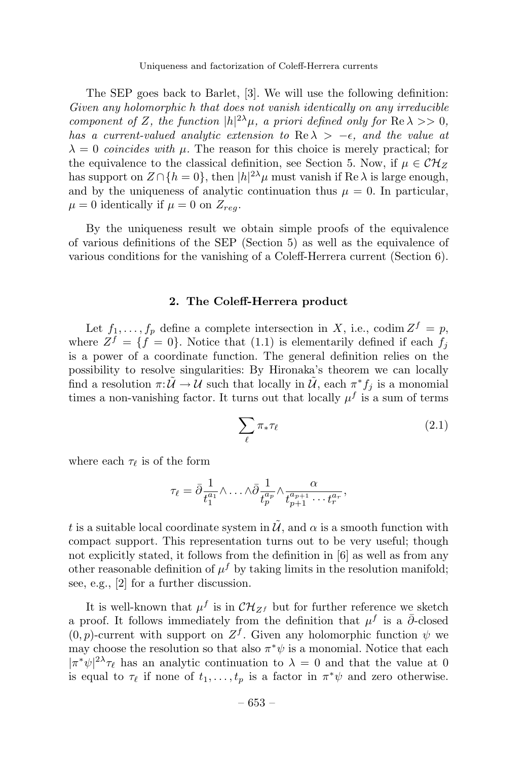The SEP goes back to Barlet, [3]. We will use the following definition: *Given any holomorphic $h$ that does not vanish identically on any irreducible component of $Z$, the function $|h|^{2\lambda}\mu$, a priori defined only for $\operatorname{Re}\lambda >> 0$, has a current-valued analytic extension to $\operatorname{Re}\lambda > -\epsilon$, and the value at $\lambda = 0$ coincides with $\mu$.* The reason for this choice is merely practical; for the equivalence to the classical definition, see Section 5. Now, if $\mu \in \mathcal{CH}_Z$ has support on $Z \cap \{h = 0\}$, then $|h|^{2\lambda}\mu$ must vanish if $\operatorname{Re}\lambda$ is large enough, and by the uniqueness of analytic continuation thus $\mu = 0$. In particular, $\mu = 0$ identically if $\mu = 0$ on $Z_{reg}$.

By the uniqueness result we obtain simple proofs of the equivalence of various definitions of the SEP (Section 5) as well as the equivalence of various conditions for the vanishing of a Coleff-Herrera current (Section 6).

## 2. The Coleff-Herrera product

Let $f_1, \ldots, f_p$ define a complete intersection in $X$, i.e., $\operatorname{codim} Z^f = p$, where $Z^f = \{f = 0\}$. Notice that (1.1) is elementarily defined if each $f_j$ is a power of a coordinate function. The general definition relies on the possibility to resolve singularities: By Hironaka's theorem we can locally find a resolution $\pi : \tilde{\mathcal{U}} \to \mathcal{U}$ such that locally in $\tilde{\mathcal{U}}$, each $\pi^* f_j$ is a monomial times a non-vanishing factor. It turns out that locally $\mu^f$ is a sum of terms

$$\sum_\ell \pi_* \tau_\ell \tag{2.1}$$

where each $\tau_\ell$ is of the form

$$\tau_\ell = \bar\partial \frac{1}{t_1^{a_1}} \wedge \ldots \wedge \bar\partial \frac{1}{t_p^{a_p}} \wedge \frac{\alpha}{t_{p+1}^{a_{p+1}} \cdots t_r^{a_r}},$$

$t$ is a suitable local coordinate system in $\tilde{\mathcal{U}}$, and $\alpha$ is a smooth function with compact support. This representation turns out to be very useful; though not explicitly stated, it follows from the definition in [6] as well as from any other reasonable definition of $\mu^f$ by taking limits in the resolution manifold; see, e.g., [2] for a further discussion.

It is well-known that $\mu^f$ is in $\mathcal{CH}_{Z^f}$ but for further reference we sketch a proof. It follows immediately from the definition that $\mu^f$ is a $\bar\partial$-closed $(0, p)$-current with support on $Z^f$. Given any holomorphic function $\psi$ we may choose the resolution so that also $\pi^*\psi$ is a monomial. Notice that each $|\pi^*\psi|^{2\lambda}\tau_\ell$ has an analytic continuation to $\lambda = 0$ and that the value at 0 is equal to $\tau_\ell$ if none of $t_1, \ldots, t_p$ is a factor in $\pi^*\psi$ and zero otherwise.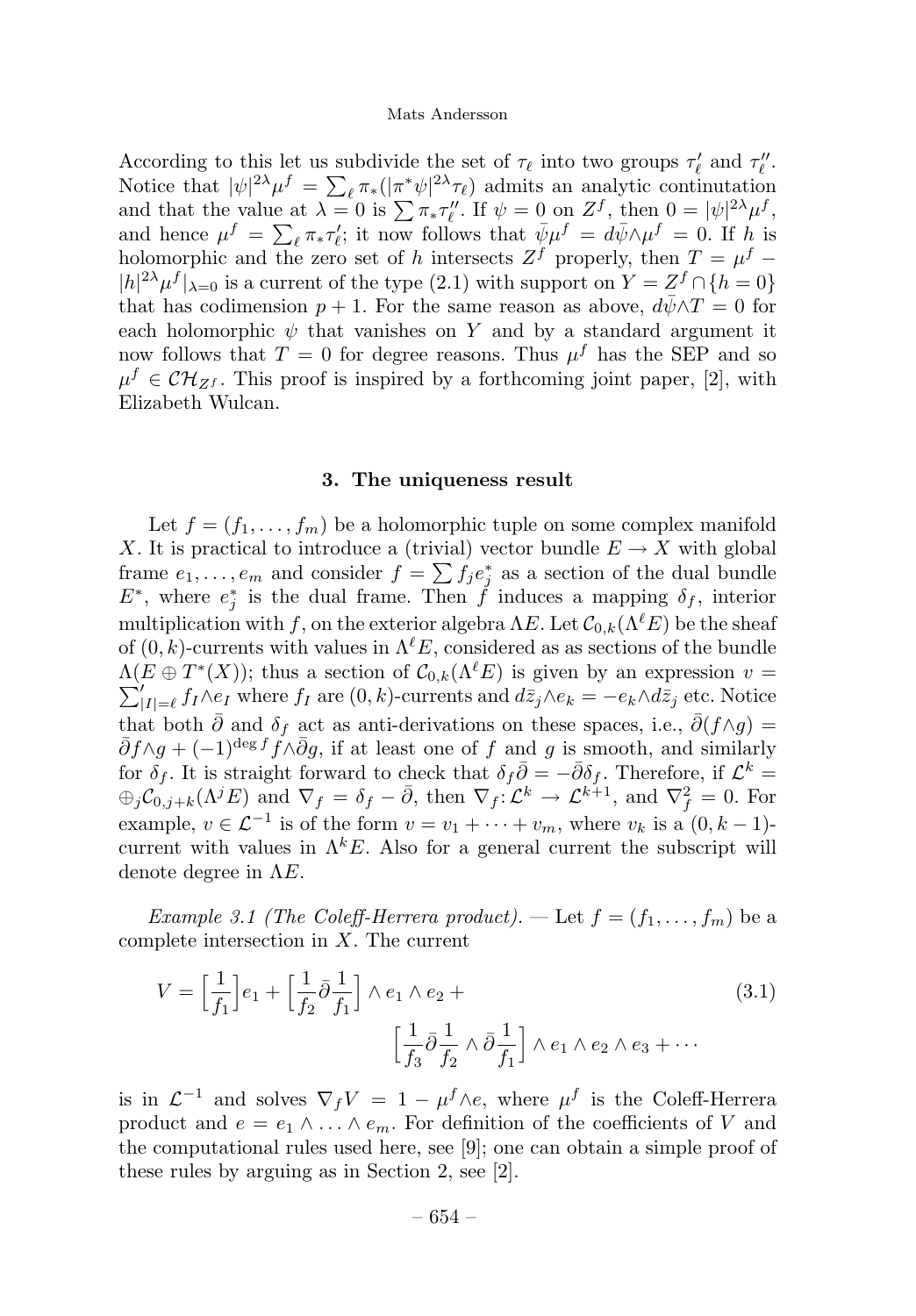According to this let us subdivide the set of $\tau_\ell$ into two groups $\tau'_\ell$ and $\tau''_\ell$. Notice that $|\psi|^{2\lambda}\mu^f = \sum_\ell \pi_*(|\pi^*\psi|^{2\lambda}\tau_\ell)$ admits an analytic continutation and that the value at $\lambda = 0$ is $\sum \pi_*\tau''_\ell$. If $\psi = 0$ on $Z^f$, then $0 = |\psi|^{2\lambda}\mu^f$, and hence $\mu^f = \sum_\ell \pi_*\tau'_\ell$; it now follows that $\bar\psi\mu^f = d\bar\psi\wedge\mu^f = 0$. If $h$ is holomorphic and the zero set of $h$ intersects $Z^f$ properly, then $T = \mu^f - |h|^{2\lambda}\mu^f|_{\lambda=0}$ is a current of the type (2.1) with support on $Y = Z^f \cap \{h = 0\}$ that has codimension $p + 1$. For the same reason as above, $d\bar\psi\wedge T = 0$ for each holomorphic $\psi$ that vanishes on $Y$ and by a standard argument it now follows that $T = 0$ for degree reasons. Thus $\mu^f$ has the SEP and so $\mu^f \in \mathcal{CH}_{Z^f}$. This proof is inspired by a forthcoming joint paper, [2], with Elizabeth Wulcan.

## 3. The uniqueness result

Let $f = (f_1, \ldots, f_m)$ be a holomorphic tuple on some complex manifold $X$. It is practical to introduce a (trivial) vector bundle $E \to X$ with global frame $e_1, \ldots, e_m$ and consider $f = \sum f_j e_j^*$ as a section of the dual bundle $E^*$, where $e_j^*$ is the dual frame. Then $f$ induces a mapping $\delta_f$, interior multiplication with $f$, on the exterior algebra $\Lambda E$. Let $\mathcal{C}_{0,k}(\Lambda^\ell E)$ be the sheaf of $(0, k)$-currents with values in $\Lambda^\ell E$, considered as as sections of the bundle $\Lambda(E \oplus T^*(X))$; thus a section of $\mathcal{C}_{0,k}(\Lambda^\ell E)$ is given by an expression $v = \sum'_{|I|=\ell} f_I\wedge e_I$ where $f_I$ are $(0, k)$-currents and $d\bar z_j\wedge e_k = -e_k\wedge d\bar z_j$ etc. Notice that both $\bar\partial$ and $\delta_f$ act as anti-derivations on these spaces, i.e., $\bar\partial(f\wedge g) = \bar\partial f\wedge g + (-1)^{\deg f} f\wedge\bar\partial g$, if at least one of $f$ and $g$ is smooth, and similarly for $\delta_f$. It is straight forward to check that $\delta_f\bar\partial = -\bar\partial\delta_f$. Therefore, if $\mathcal{L}^k = \oplus_j \mathcal{C}_{0,j+k}(\Lambda^j E)$ and $\nabla_f = \delta_f - \bar\partial$, then $\nabla_f\colon \mathcal{L}^k \to \mathcal{L}^{k+1}$, and $\nabla_f^2 = 0$. For example, $v \in \mathcal{L}^{-1}$ is of the form $v = v_1 + \cdots + v_m$, where $v_k$ is a $(0, k-1)$-current with values in $\Lambda^k E$. Also for a general current the subscript will denote degree in $\Lambda E$.

*Example 3.1 (The Coleff-Herrera product).* — Let $f = (f_1, \ldots, f_m)$ be a complete intersection in $X$. The current

$$V = \Big[\frac{1}{f_1}\Big] e_1 + \Big[\frac{1}{f_2}\bar\partial\frac{1}{f_1}\Big]\wedge e_1\wedge e_2 + \Big[\frac{1}{f_3}\bar\partial\frac{1}{f_2}\wedge\bar\partial\frac{1}{f_1}\Big]\wedge e_1\wedge e_2\wedge e_3 + \cdots \tag{3.1}$$

is in $\mathcal{L}^{-1}$ and solves $\nabla_f V = 1 - \mu^f\wedge e$, where $\mu^f$ is the Coleff-Herrera product and $e = e_1\wedge\ldots\wedge e_m$. For definition of the coefficients of $V$ and the computational rules used here, see [9]; one can obtain a simple proof of these rules by arguing as in Section 2, see [2].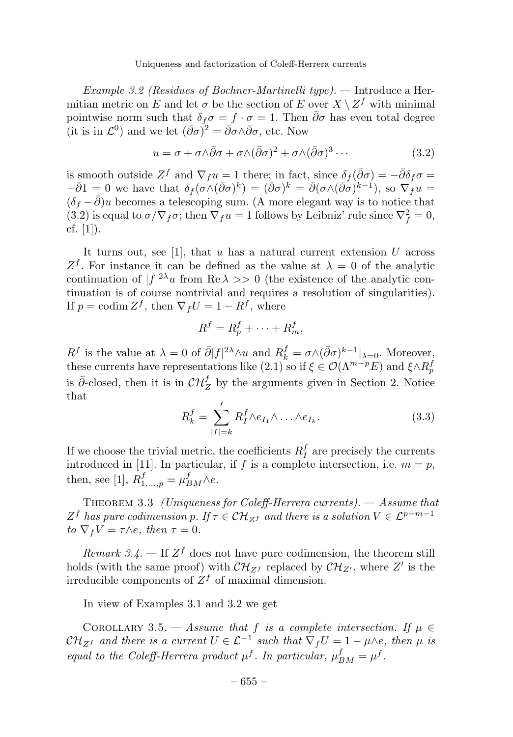*Example 3.2 (Residues of Bochner-Martinelli type).* — Introduce a Hermitian metric on $E$ and let $\sigma$ be the section of $E$ over $X \setminus Z^f$ with minimal pointwise norm such that $\delta_f \sigma = f \cdot \sigma = 1$. Then $\bar\partial\sigma$ has even total degree (it is in $\mathcal{L}^0$) and we let $(\bar\partial\sigma)^2 = \bar\partial\sigma \wedge \bar\partial\sigma$, etc. Now

$$u = \sigma + \sigma\wedge\bar\partial\sigma + \sigma\wedge(\bar\partial\sigma)^2 + \sigma\wedge(\bar\partial\sigma)^3 \cdots \tag{3.2}$$

is smooth outside $Z^f$ and $\nabla_f u = 1$ there; in fact, since $\delta_f(\bar\partial\sigma) = -\bar\partial\delta_f\sigma = -\bar\partial 1 = 0$ we have that $\delta_f(\sigma\wedge(\bar\partial\sigma)^k) = (\bar\partial\sigma)^k = \bar\partial(\sigma\wedge(\bar\partial\sigma)^{k-1})$, so $\nabla_f u = (\delta_f - \bar\partial)u$ becomes a telescoping sum. (A more elegant way is to notice that (3.2) is equal to $\sigma/\nabla_f\sigma$; then $\nabla_f u = 1$ follows by Leibniz' rule since $\nabla_f^2 = 0$, cf. [1]).

It turns out, see [1], that $u$ has a natural current extension $U$ across $Z^f$. For instance it can be defined as the value at $\lambda = 0$ of the analytic continuation of $|f|^{2\lambda}u$ from $\operatorname{Re}\lambda >> 0$ (the existence of the analytic continuation is of course nontrivial and requires a resolution of singularities). If $p = \operatorname{codim} Z^f$, then $\nabla_f U = 1 - R^f$, where

$$R^f = R^f_p + \cdots + R^f_m,$$

$R^f$ is the value at $\lambda = 0$ of $\bar\partial|f|^{2\lambda}\wedge u$ and $R^f_k = \sigma\wedge(\bar\partial\sigma)^{k-1}|_{\lambda=0}$. Moreover, these currents have representations like (2.1) so if $\xi \in \mathcal{O}(\Lambda^{m-p}E)$ and $\xi\wedge R^f_p$ is $\bar\partial$-closed, then it is in $\mathcal{CH}^f_Z$ by the arguments given in Section 2. Notice that

$$R^f_k = {\sum_{|I|=k}}' R^f_I \wedge e_{I_1}\wedge\ldots\wedge e_{I_k}. \tag{3.3}$$

If we choose the trivial metric, the coefficients $R^f_I$ are precisely the currents introduced in [11]. In particular, if $f$ is a complete intersection, i.e. $m = p$, then, see [1], $R^f_{1,\ldots,p} = \mu^f_{BM}\wedge e$.

**Theorem 3.3** *(Uniqueness for Coleff-Herrera currents). — Assume that $Z^f$ has pure codimension $p$. If $\tau \in \mathcal{CH}_{Z^f}$ and there is a solution $V \in \mathcal{L}^{p-m-1}$ to $\nabla_f V = \tau\wedge e$, then $\tau = 0$.*

*Remark 3.4.* — If $Z^f$ does not have pure codimension, the theorem still holds (with the same proof) with $\mathcal{CH}_{Z^f}$ replaced by $\mathcal{CH}_{Z'}$, where $Z'$ is the irreducible components of $Z^f$ of maximal dimension.

In view of Examples 3.1 and 3.2 we get

**Corollary 3.5.** — *Assume that $f$ is a complete intersection. If $\mu \in \mathcal{CH}_{Z^f}$ and there is a current $U \in \mathcal{L}^{-1}$ such that $\nabla_f U = 1 - \mu\wedge e$, then $\mu$ is equal to the Coleff-Herrera product $\mu^f$. In particular, $\mu^f_{BM} = \mu^f$.*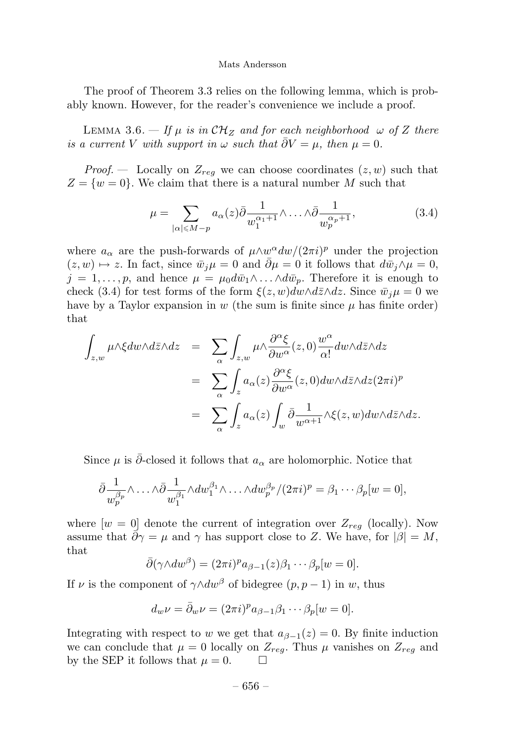The proof of Theorem 3.3 relies on the following lemma, which is probably known. However, for the reader's convenience we include a proof.

Lemma 3.6. — *If $\mu$ is in $\mathcal{CH}_Z$ and for each neighborhood $\omega$ of $Z$ there is a current $V$ with support in $\omega$ such that $\bar\partial V = \mu$, then $\mu = 0$.*

*Proof. —* Locally on $Z_{reg}$ we can choose coordinates $(z, w)$ such that $Z = \{w = 0\}$. We claim that there is a natural number $M$ such that

$$\mu = \sum_{|\alpha| \leqslant M-p} a_\alpha(z) \bar\partial \frac{1}{w_1^{\alpha_1+1}} \wedge \ldots \wedge \bar\partial \frac{1}{w_p^{\alpha_p+1}}, \tag{3.4}$$

where $a_\alpha$ are the push-forwards of $\mu \wedge w^\alpha dw/(2\pi i)^p$ under the projection $(z, w) \mapsto z$. In fact, since $\bar w_j \mu = 0$ and $\bar\partial \mu = 0$ it follows that $d\bar w_j \wedge \mu = 0$, $j = 1, \ldots, p$, and hence $\mu = \mu_0 d\bar w_1 \wedge \ldots \wedge d\bar w_p$. Therefore it is enough to check (3.4) for test forms of the form $\xi(z, w) dw \wedge d\bar z \wedge dz$. Since $\bar w_j \mu = 0$ we have by a Taylor expansion in $w$ (the sum is finite since $\mu$ has finite order) that

$$\begin{aligned}
\int_{z,w} \mu \wedge \xi dw \wedge d\bar z \wedge dz &= \sum_\alpha \int_{z,w} \mu \wedge \frac{\partial^\alpha \xi}{\partial w^\alpha}(z, 0) \frac{w^\alpha}{\alpha!} dw \wedge d\bar z \wedge dz \\
&= \sum_\alpha \int_z a_\alpha(z) \frac{\partial^\alpha \xi}{\partial w^\alpha}(z, 0) dw \wedge d\bar z \wedge dz (2\pi i)^p \\
&= \sum_\alpha \int_z a_\alpha(z) \int_w \bar\partial \frac{1}{w^{\alpha+1}} \wedge \xi(z, w) dw \wedge d\bar z \wedge dz.
\end{aligned}$$

Since $\mu$ is $\bar\partial$-closed it follows that $a_\alpha$ are holomorphic. Notice that

$$\bar\partial \frac{1}{w_p^{\beta_p}} \wedge \ldots \wedge \bar\partial \frac{1}{w_1^{\beta_1}} \wedge dw_1^{\beta_1} \wedge \ldots \wedge dw_p^{\beta_p}/(2\pi i)^p = \beta_1 \cdots \beta_p [w = 0],$$

where $[w = 0]$ denote the current of integration over $Z_{reg}$ (locally). Now assume that $\bar\partial \gamma = \mu$ and $\gamma$ has support close to $Z$. We have, for $|\beta| = M$, that

$$\bar\partial(\gamma \wedge dw^\beta) = (2\pi i)^p a_{\beta-1}(z) \beta_1 \cdots \beta_p [w = 0].$$

If $\nu$ is the component of $\gamma \wedge dw^\beta$ of bidegree $(p, p-1)$ in $w$, thus

$$d_w \nu = \bar\partial_w \nu = (2\pi i)^p a_{\beta-1} \beta_1 \cdots \beta_p [w = 0].$$

Integrating with respect to $w$ we get that $a_{\beta-1}(z) = 0$. By finite induction we can conclude that $\mu = 0$ locally on $Z_{reg}$. Thus $\mu$ vanishes on $Z_{reg}$ and by the SEP it follows that $\mu = 0$. $\square$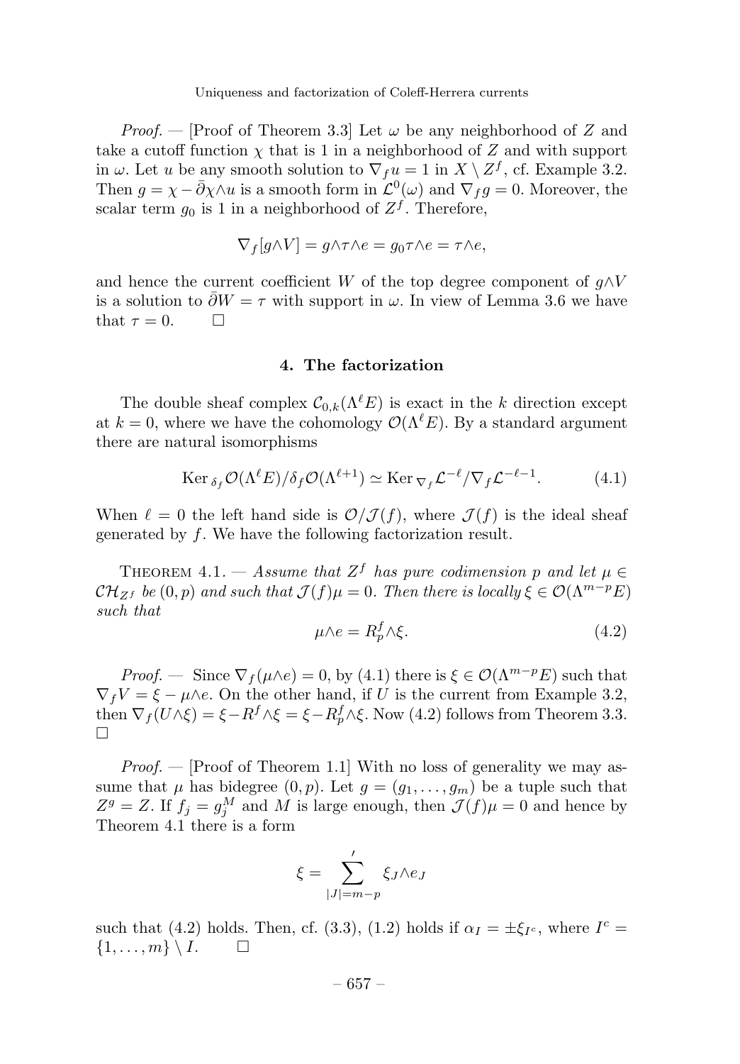*Proof.* — [Proof of Theorem 3.3] Let $\omega$ be any neighborhood of $Z$ and take a cutoff function $\chi$ that is 1 in a neighborhood of $Z$ and with support in $\omega$. Let $u$ be any smooth solution to $\nabla_f u = 1$ in $X \setminus Z^f$, cf. Example 3.2. Then $g = \chi - \bar\partial\chi \wedge u$ is a smooth form in $\mathcal{L}^0(\omega)$ and $\nabla_f g = 0$. Moreover, the scalar term $g_0$ is 1 in a neighborhood of $Z^f$. Therefore,

$$\nabla_f [g \wedge V] = g \wedge \tau \wedge e = g_0 \tau \wedge e = \tau \wedge e,$$

and hence the current coefficient $W$ of the top degree component of $g \wedge V$ is a solution to $\bar\partial W = \tau$ with support in $\omega$. In view of Lemma 3.6 we have that $\tau = 0$. □

## 4. The factorization

The double sheaf complex $\mathcal{C}_{0,k}(\Lambda^\ell E)$ is exact in the $k$ direction except at $k = 0$, where we have the cohomology $\mathcal{O}(\Lambda^\ell E)$. By a standard argument there are natural isomorphisms

$$\operatorname{Ker}_{\delta_f} \mathcal{O}(\Lambda^\ell E)/\delta_f \mathcal{O}(\Lambda^{\ell+1}) \simeq \operatorname{Ker}_{\nabla_f} \mathcal{L}^{-\ell}/\nabla_f \mathcal{L}^{-\ell-1}. \tag{4.1}$$

When $\ell = 0$ the left hand side is $\mathcal{O}/\mathcal{J}(f)$, where $\mathcal{J}(f)$ is the ideal sheaf generated by $f$. We have the following factorization result.

Theorem 4.1. — *Assume that $Z^f$ has pure codimension $p$ and let $\mu \in \mathcal{CH}_{Z^f}$ be $(0,p)$ and such that $\mathcal{J}(f)\mu = 0$. Then there is locally $\xi \in \mathcal{O}(\Lambda^{m-p}E)$ such that*

$$\mu \wedge e = R^f_p \wedge \xi. \tag{4.2}$$

*Proof.* — Since $\nabla_f(\mu \wedge e) = 0$, by (4.1) there is $\xi \in \mathcal{O}(\Lambda^{m-p}E)$ such that $\nabla_f V = \xi - \mu \wedge e$. On the other hand, if $U$ is the current from Example 3.2, then $\nabla_f(U \wedge \xi) = \xi - R^f \wedge \xi = \xi - R^f_p \wedge \xi$. Now (4.2) follows from Theorem 3.3. □

*Proof.* — [Proof of Theorem 1.1] With no loss of generality we may assume that $\mu$ has bidegree $(0,p)$. Let $g = (g_1, \dots, g_m)$ be a tuple such that $Z^g = Z$. If $f_j = g_j^M$ and $M$ is large enough, then $\mathcal{J}(f)\mu = 0$ and hence by Theorem 4.1 there is a form

$$\xi = \sum_{|J|=m-p}{}' \xi_J \wedge e_J$$

such that (4.2) holds. Then, cf. (3.3), (1.2) holds if $\alpha_I = \pm \xi_{I^c}$, where $I^c = \{1, \dots, m\} \setminus I$. □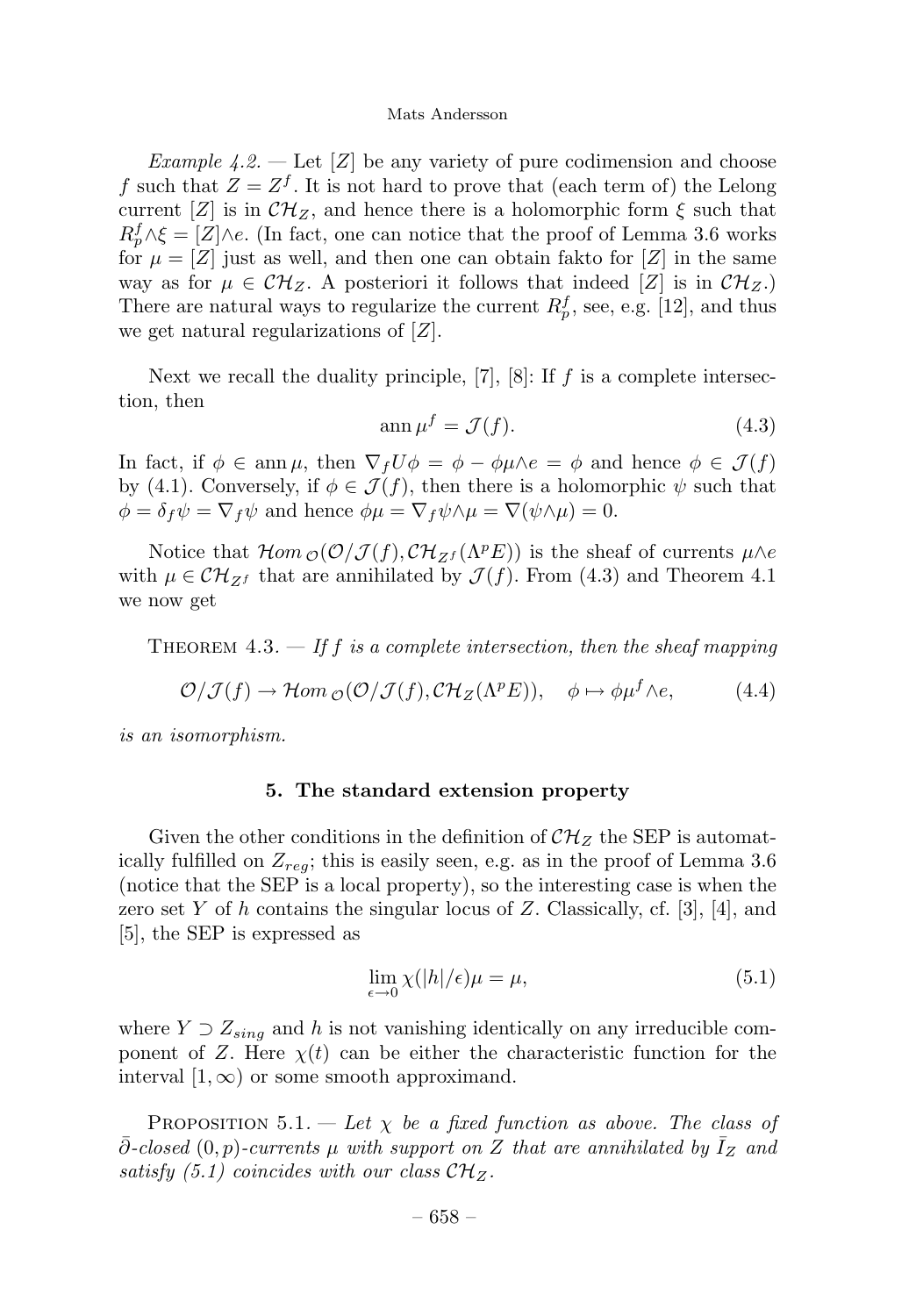*Example 4.2.* — Let $[Z]$ be any variety of pure codimension and choose $f$ such that $Z = Z^f$. It is not hard to prove that (each term of) the Lelong current $[Z]$ is in $\mathcal{CH}_Z$, and hence there is a holomorphic form $\xi$ such that $R^f_p \wedge \xi = [Z] \wedge e$. (In fact, one can notice that the proof of Lemma 3.6 works for $\mu = [Z]$ just as well, and then one can obtain fakto for $[Z]$ in the same way as for $\mu \in \mathcal{CH}_Z$. A posteriori it follows that indeed $[Z]$ is in $\mathcal{CH}_Z$.) There are natural ways to regularize the current $R^f_p$, see, e.g. [12], and thus we get natural regularizations of $[Z]$.

Next we recall the duality principle, [7], [8]: If $f$ is a complete intersection, then

$$\operatorname{ann} \mu^f = \mathcal{J}(f). \tag{4.3}$$

In fact, if $\phi \in \operatorname{ann} \mu$, then $\nabla_f U\phi = \phi - \phi\mu\wedge e = \phi$ and hence $\phi \in \mathcal{J}(f)$ by (4.1). Conversely, if $\phi \in \mathcal{J}(f)$, then there is a holomorphic $\psi$ such that $\phi = \delta_f \psi = \nabla_f \psi$ and hence $\phi\mu = \nabla_f \psi \wedge \mu = \nabla(\psi \wedge \mu) = 0$.

Notice that $\mathcal{H}om_{\mathcal{O}}(\mathcal{O}/\mathcal{J}(f), \mathcal{CH}_{Z^f}(\Lambda^p E))$ is the sheaf of currents $\mu\wedge e$ with $\mu \in \mathcal{CH}_{Z^f}$ that are annihilated by $\mathcal{J}(f)$. From (4.3) and Theorem 4.1 we now get

Theorem 4.3. — *If $f$ is a complete intersection, then the sheaf mapping*

$$\mathcal{O}/\mathcal{J}(f) \to \mathcal{H}om_{\mathcal{O}}(\mathcal{O}/\mathcal{J}(f), \mathcal{CH}_Z(\Lambda^p E)), \quad \phi \mapsto \phi\mu^f \wedge e, \tag{4.4}$$

*is an isomorphism.*

## 5. The standard extension property

Given the other conditions in the definition of $\mathcal{CH}_Z$ the SEP is automatically fulfilled on $Z_{reg}$; this is easily seen, e.g. as in the proof of Lemma 3.6 (notice that the SEP is a local property), so the interesting case is when the zero set $Y$ of $h$ contains the singular locus of $Z$. Classically, cf. [3], [4], and [5], the SEP is expressed as

$$\lim_{\epsilon \to 0} \chi(|h|/\epsilon)\mu = \mu, \tag{5.1}$$

where $Y \supset Z_{sing}$ and $h$ is not vanishing identically on any irreducible component of $Z$. Here $\chi(t)$ can be either the characteristic function for the interval $[1, \infty)$ or some smooth approximand.

Proposition 5.1. — *Let $\chi$ be a fixed function as above. The class of $\bar\partial$-closed $(0,p)$-currents $\mu$ with support on $Z$ that are annihilated by $\bar{I}_Z$ and satisfy (5.1) coincides with our class $\mathcal{CH}_Z$.*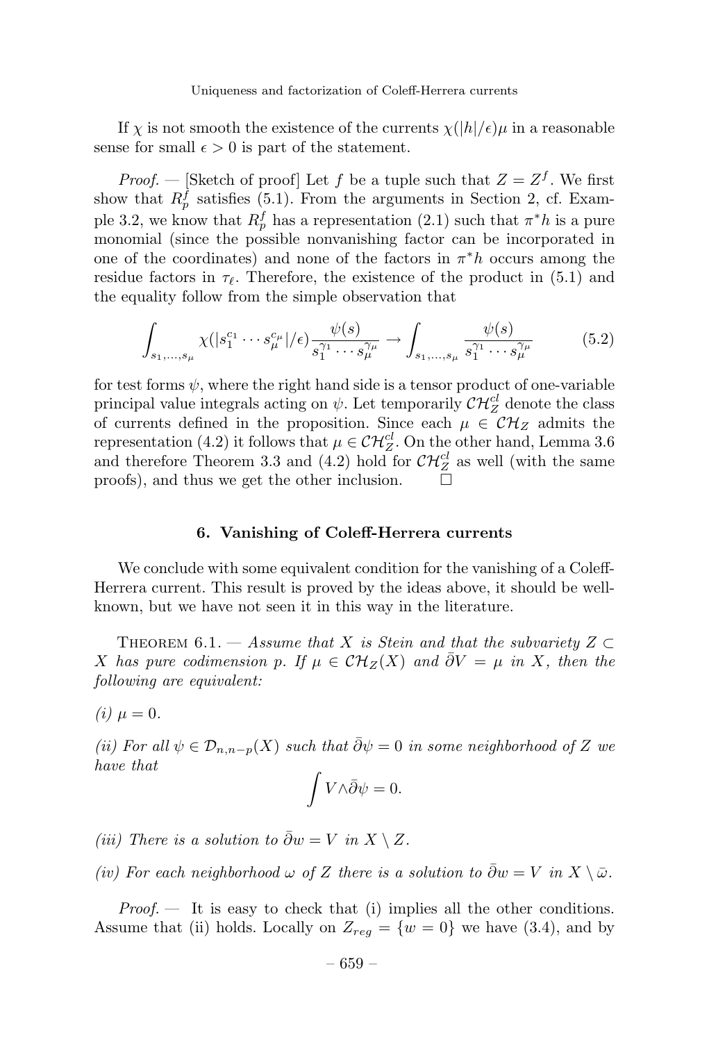If $\chi$ is not smooth the existence of the currents $\chi(|h|/\epsilon)\mu$ in a reasonable sense for small $\epsilon > 0$ is part of the statement.

*Proof.* — [Sketch of proof] Let $f$ be a tuple such that $Z = Z^f$. We first show that $R^f_p$ satisfies (5.1). From the arguments in Section 2, cf. Example 3.2, we know that $R^f_p$ has a representation (2.1) such that $\pi^* h$ is a pure monomial (since the possible nonvanishing factor can be incorporated in one of the coordinates) and none of the factors in $\pi^* h$ occurs among the residue factors in $\tau_\ell$. Therefore, the existence of the product in (5.1) and the equality follow from the simple observation that

$$\int_{s_1,\ldots,s_\mu} \chi(|s_1^{c_1}\cdots s_\mu^{c_\mu}|/\epsilon)\frac{\psi(s)}{s_1^{\gamma_1}\cdots s_\mu^{\gamma_\mu}} \to \int_{s_1,\ldots,s_\mu} \frac{\psi(s)}{s_1^{\gamma_1}\cdots s_\mu^{\gamma_\mu}} \tag{5.2}$$

for test forms $\psi$, where the right hand side is a tensor product of one-variable principal value integrals acting on $\psi$. Let temporarily $\mathcal{CH}^{cl}_Z$ denote the class of currents defined in the proposition. Since each $\mu \in \mathcal{CH}_Z$ admits the representation (4.2) it follows that $\mu \in \mathcal{CH}^{cl}_Z$. On the other hand, Lemma 3.6 and therefore Theorem 3.3 and (4.2) hold for $\mathcal{CH}^{cl}_Z$ as well (with the same proofs), and thus we get the other inclusion. $\square$

## 6. Vanishing of Coleff-Herrera currents

We conclude with some equivalent condition for the vanishing of a Coleff-Herrera current. This result is proved by the ideas above, it should be well-known, but we have not seen it in this way in the literature.

THEOREM 6.1. — *Assume that $X$ is Stein and that the subvariety $Z \subset X$ has pure codimension $p$. If $\mu \in \mathcal{CH}_Z(X)$ and $\bar\partial V = \mu$ in $X$, then the following are equivalent:*

*(i) $\mu = 0$.*

*(ii) For all $\psi \in \mathcal{D}_{n,n-p}(X)$ such that $\bar\partial\psi = 0$ in some neighborhood of $Z$ we have that*

$$\int V \wedge \bar\partial\psi = 0.$$

*(iii) There is a solution to $\bar\partial w = V$ in $X \setminus Z$.*

*(iv) For each neighborhood $\omega$ of $Z$ there is a solution to $\bar\partial w = V$ in $X \setminus \bar\omega$.*

*Proof.* — It is easy to check that (i) implies all the other conditions. Assume that (ii) holds. Locally on $Z_{reg} = \{w = 0\}$ we have (3.4), and by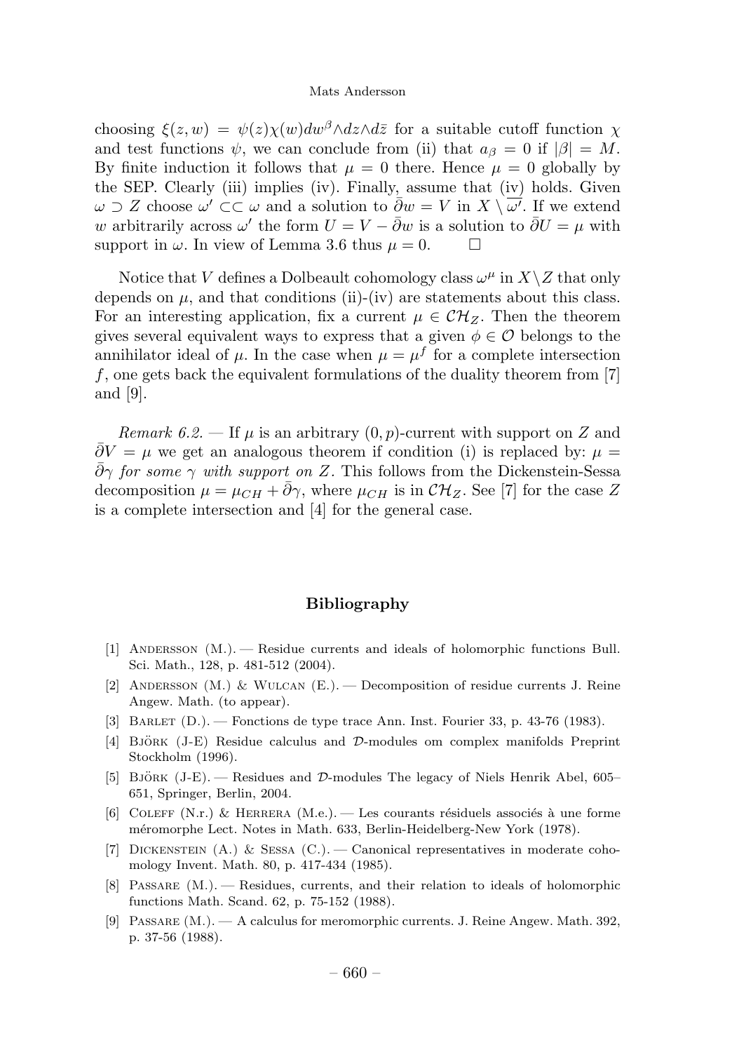choosing $\xi(z,w) = \psi(z)\chi(w)dw^\beta \wedge dz \wedge d\bar{z}$ for a suitable cutoff function $\chi$ and test functions $\psi$, we can conclude from (ii) that $a_\beta = 0$ if $|\beta| = M$. By finite induction it follows that $\mu = 0$ there. Hence $\mu = 0$ globally by the SEP. Clearly (iii) implies (iv). Finally, assume that (iv) holds. Given $\omega \supset Z$ choose $\omega' \subset\subset \omega$ and a solution to $\bar{\partial} w = V$ in $X \setminus \overline{\omega'}$. If we extend $w$ arbitrarily across $\omega'$ the form $U = V - \bar{\partial} w$ is a solution to $\bar{\partial} U = \mu$ with support in $\omega$. In view of Lemma 3.6 thus $\mu = 0$. $\square$

Notice that $V$ defines a Dolbeault cohomology class $\omega^\mu$ in $X \setminus Z$ that only depends on $\mu$, and that conditions (ii)-(iv) are statements about this class. For an interesting application, fix a current $\mu \in \mathcal{CH}_Z$. Then the theorem gives several equivalent ways to express that a given $\phi \in \mathcal{O}$ belongs to the annihilator ideal of $\mu$. In the case when $\mu = \mu^f$ for a complete intersection $f$, one gets back the equivalent formulations of the duality theorem from [7] and [9].

*Remark 6.2.* — If $\mu$ is an arbitrary $(0,p)$-current with support on $Z$ and $\bar{\partial} V = \mu$ we get an analogous theorem if condition (i) is replaced by: $\mu = \bar{\partial}\gamma$ *for some* $\gamma$ *with support on* $Z$. This follows from the Dickenstein-Sessa decomposition $\mu = \mu_{CH} + \bar{\partial}\gamma$, where $\mu_{CH}$ is in $\mathcal{CH}_Z$. See [7] for the case $Z$ is a complete intersection and [4] for the general case.

## Bibliography

[1] Andersson (M.). — Residue currents and ideals of holomorphic functions Bull. Sci. Math., 128, p. 481-512 (2004).

[2] Andersson (M.) & Wulcan (E.). — Decomposition of residue currents J. Reine Angew. Math. (to appear).

[3] Barlet (D.). — Fonctions de type trace Ann. Inst. Fourier 33, p. 43-76 (1983).

[4] Björk (J-E) Residue calculus and $\mathcal{D}$-modules om complex manifolds Preprint Stockholm (1996).

[5] Björk (J-E). — Residues and $\mathcal{D}$-modules The legacy of Niels Henrik Abel, 605–651, Springer, Berlin, 2004.

[6] Coleff (N.r.) & Herrera (M.e.). — Les courants résiduels associés à une forme méromorphe Lect. Notes in Math. 633, Berlin-Heidelberg-New York (1978).

[7] Dickenstein (A.) & Sessa (C.). — Canonical representatives in moderate cohomology Invent. Math. 80, p. 417-434 (1985).

[8] Passare (M.). — Residues, currents, and their relation to ideals of holomorphic functions Math. Scand. 62, p. 75-152 (1988).

[9] Passare (M.). — A calculus for meromorphic currents. J. Reine Angew. Math. 392, p. 37-56 (1988).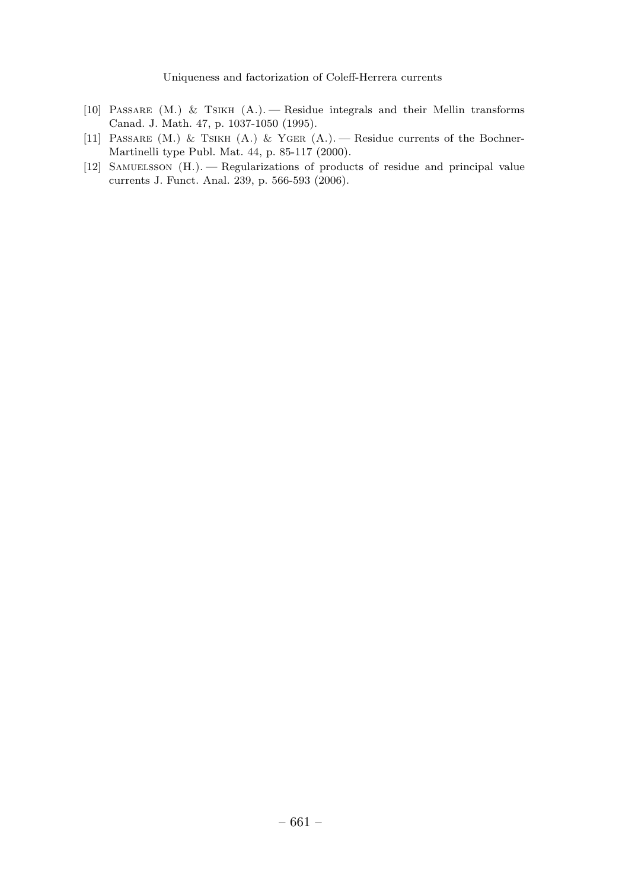[10] Passare (M.) & Tsikh (A.). — Residue integrals and their Mellin transforms Canad. J. Math. 47, p. 1037-1050 (1995).

[11] Passare (M.) & Tsikh (A.) & Yger (A.). — Residue currents of the Bochner-Martinelli type Publ. Mat. 44, p. 85-117 (2000).

[12] Samuelsson (H.). — Regularizations of products of residue and principal value currents J. Funct. Anal. 239, p. 566-593 (2006).